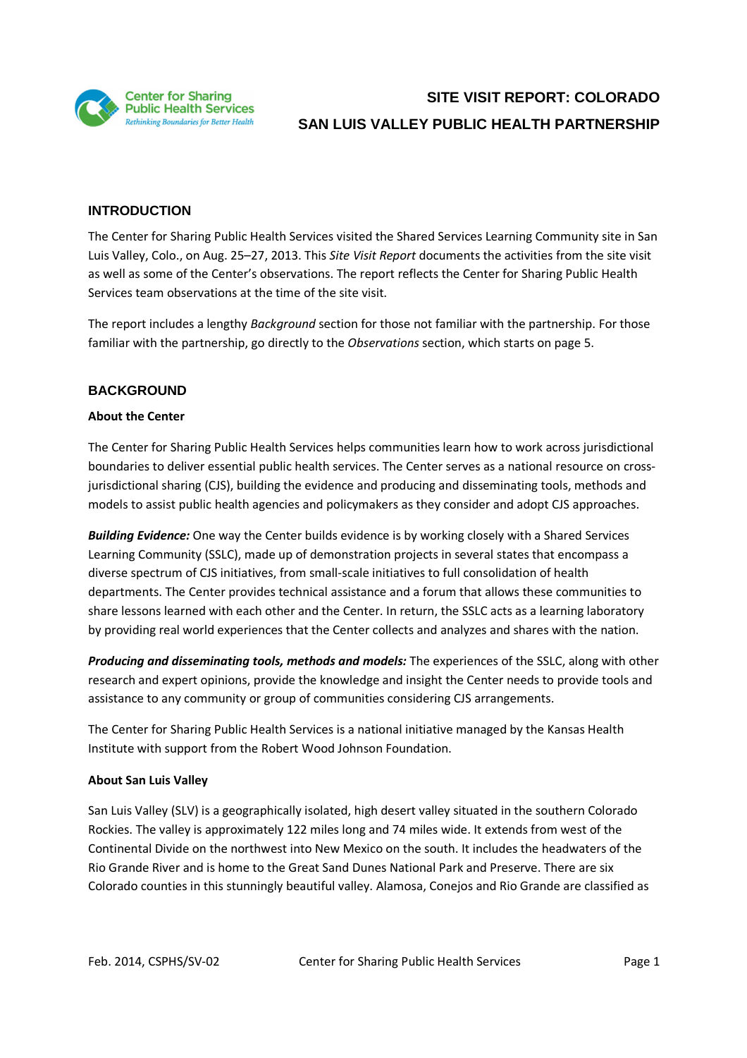# SITE VISIT REPORT: COLORADO
# SAN LUIS VALLEY PUBLIC HEALTH PARTNERSHIP

## INTRODUCTION

The Center for Sharing Public Health Services visited the Shared Services Learning Community site in San Luis Valley, Colo., on Aug. 25–27, 2013. This *Site Visit Report* documents the activities from the site visit as well as some of the Center's observations. The report reflects the Center for Sharing Public Health Services team observations at the time of the site visit.

The report includes a lengthy *Background* section for those not familiar with the partnership. For those familiar with the partnership, go directly to the *Observations* section, which starts on page 5.

## BACKGROUND

### About the Center

The Center for Sharing Public Health Services helps communities learn how to work across jurisdictional boundaries to deliver essential public health services. The Center serves as a national resource on cross-jurisdictional sharing (CJS), building the evidence and producing and disseminating tools, methods and models to assist public health agencies and policymakers as they consider and adopt CJS approaches.

***Building Evidence:*** One way the Center builds evidence is by working closely with a Shared Services Learning Community (SSLC), made up of demonstration projects in several states that encompass a diverse spectrum of CJS initiatives, from small-scale initiatives to full consolidation of health departments. The Center provides technical assistance and a forum that allows these communities to share lessons learned with each other and the Center. In return, the SSLC acts as a learning laboratory by providing real world experiences that the Center collects and analyzes and shares with the nation.

***Producing and disseminating tools, methods and models:*** The experiences of the SSLC, along with other research and expert opinions, provide the knowledge and insight the Center needs to provide tools and assistance to any community or group of communities considering CJS arrangements.

The Center for Sharing Public Health Services is a national initiative managed by the Kansas Health Institute with support from the Robert Wood Johnson Foundation.

### About San Luis Valley

San Luis Valley (SLV) is a geographically isolated, high desert valley situated in the southern Colorado Rockies. The valley is approximately 122 miles long and 74 miles wide. It extends from west of the Continental Divide on the northwest into New Mexico on the south. It includes the headwaters of the Rio Grande River and is home to the Great Sand Dunes National Park and Preserve. There are six Colorado counties in this stunningly beautiful valley. Alamosa, Conejos and Rio Grande are classified as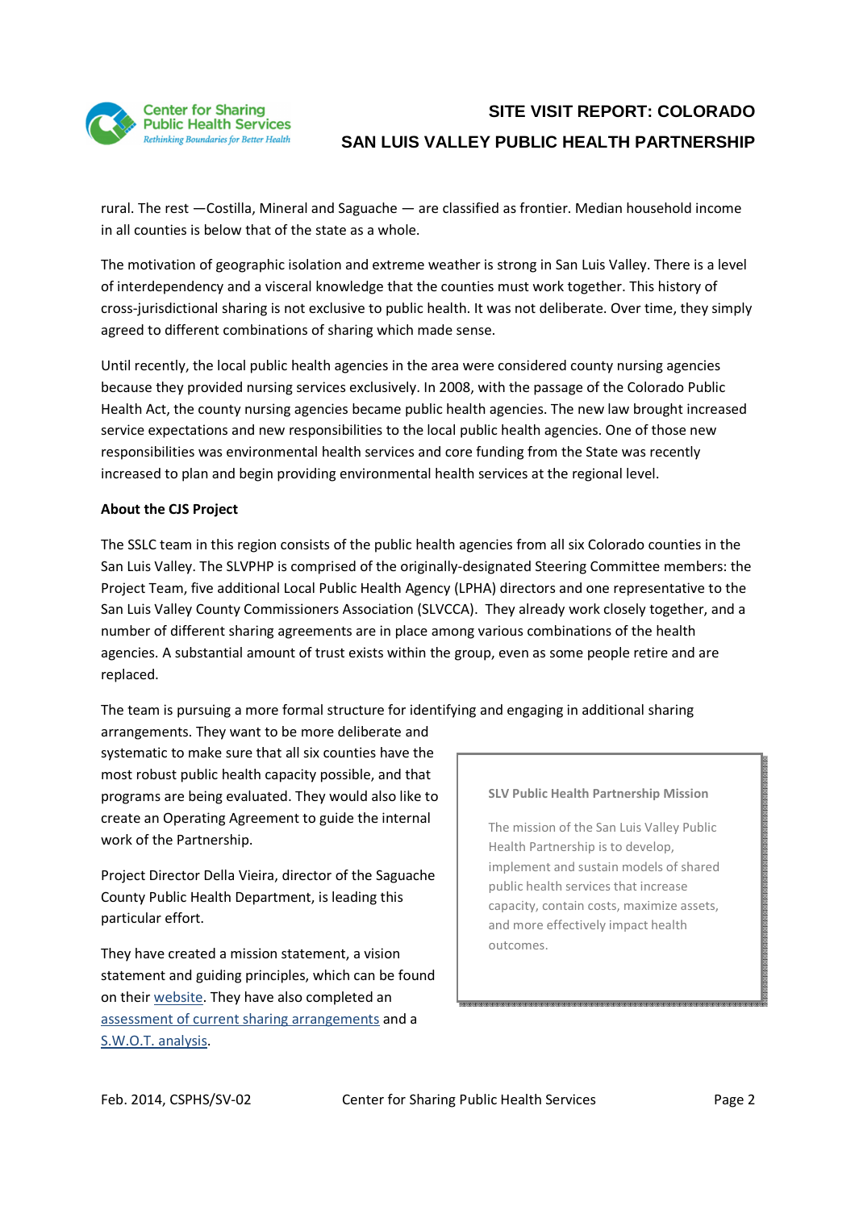rural. The rest —Costilla, Mineral and Saguache — are classified as frontier. Median household income in all counties is below that of the state as a whole.

The motivation of geographic isolation and extreme weather is strong in San Luis Valley. There is a level of interdependency and a visceral knowledge that the counties must work together. This history of cross-jurisdictional sharing is not exclusive to public health. It was not deliberate. Over time, they simply agreed to different combinations of sharing which made sense.

Until recently, the local public health agencies in the area were considered county nursing agencies because they provided nursing services exclusively. In 2008, with the passage of the Colorado Public Health Act, the county nursing agencies became public health agencies. The new law brought increased service expectations and new responsibilities to the local public health agencies. One of those new responsibilities was environmental health services and core funding from the State was recently increased to plan and begin providing environmental health services at the regional level.

**About the CJS Project**

The SSLC team in this region consists of the public health agencies from all six Colorado counties in the San Luis Valley. The SLVPHP is comprised of the originally-designated Steering Committee members: the Project Team, five additional Local Public Health Agency (LPHA) directors and one representative to the San Luis Valley County Commissioners Association (SLVCCA). They already work closely together, and a number of different sharing agreements are in place among various combinations of the health agencies. A substantial amount of trust exists within the group, even as some people retire and are replaced.

The team is pursuing a more formal structure for identifying and engaging in additional sharing arrangements. They want to be more deliberate and systematic to make sure that all six counties have the most robust public health capacity possible, and that programs are being evaluated. They would also like to create an Operating Agreement to guide the internal work of the Partnership.

Project Director Della Vieira, director of the Saguache County Public Health Department, is leading this particular effort.

They have created a mission statement, a vision statement and guiding principles, which can be found on their website. They have also completed an assessment of current sharing arrangements and a S.W.O.T. analysis.

> **SLV Public Health Partnership Mission**
>
> The mission of the San Luis Valley Public Health Partnership is to develop, implement and sustain models of shared public health services that increase capacity, contain costs, maximize assets, and more effectively impact health outcomes.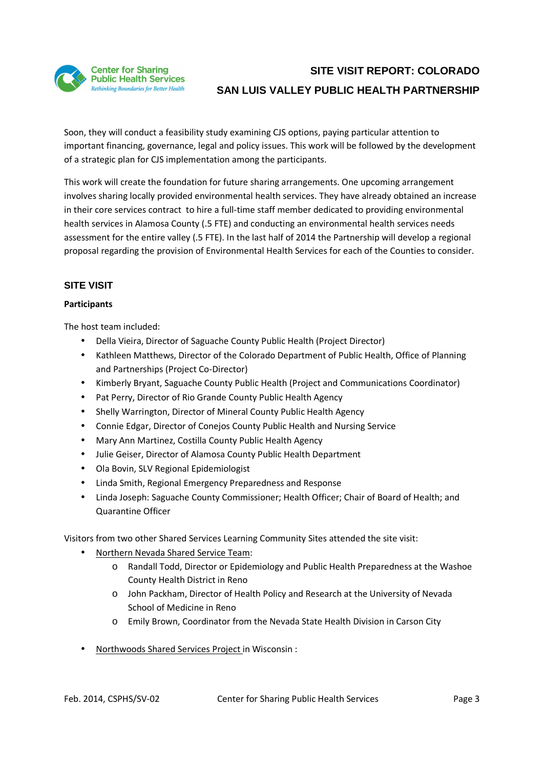Soon, they will conduct a feasibility study examining CJS options, paying particular attention to important financing, governance, legal and policy issues. This work will be followed by the development of a strategic plan for CJS implementation among the participants.

This work will create the foundation for future sharing arrangements. One upcoming arrangement involves sharing locally provided environmental health services. They have already obtained an increase in their core services contract to hire a full-time staff member dedicated to providing environmental health services in Alamosa County (.5 FTE) and conducting an environmental health services needs assessment for the entire valley (.5 FTE). In the last half of 2014 the Partnership will develop a regional proposal regarding the provision of Environmental Health Services for each of the Counties to consider.

## SITE VISIT

**Participants**

The host team included:

- Della Vieira, Director of Saguache County Public Health (Project Director)
- Kathleen Matthews, Director of the Colorado Department of Public Health, Office of Planning and Partnerships (Project Co-Director)
- Kimberly Bryant, Saguache County Public Health (Project and Communications Coordinator)
- Pat Perry, Director of Rio Grande County Public Health Agency
- Shelly Warrington, Director of Mineral County Public Health Agency
- Connie Edgar, Director of Conejos County Public Health and Nursing Service
- Mary Ann Martinez, Costilla County Public Health Agency
- Julie Geiser, Director of Alamosa County Public Health Department
- Ola Bovin, SLV Regional Epidemiologist
- Linda Smith, Regional Emergency Preparedness and Response
- Linda Joseph: Saguache County Commissioner; Health Officer; Chair of Board of Health; and Quarantine Officer

Visitors from two other Shared Services Learning Community Sites attended the site visit:

- Northern Nevada Shared Service Team:
  - Randall Todd, Director or Epidemiology and Public Health Preparedness at the Washoe County Health District in Reno
  - John Packham, Director of Health Policy and Research at the University of Nevada School of Medicine in Reno
  - Emily Brown, Coordinator from the Nevada State Health Division in Carson City

- Northwoods Shared Services Project in Wisconsin :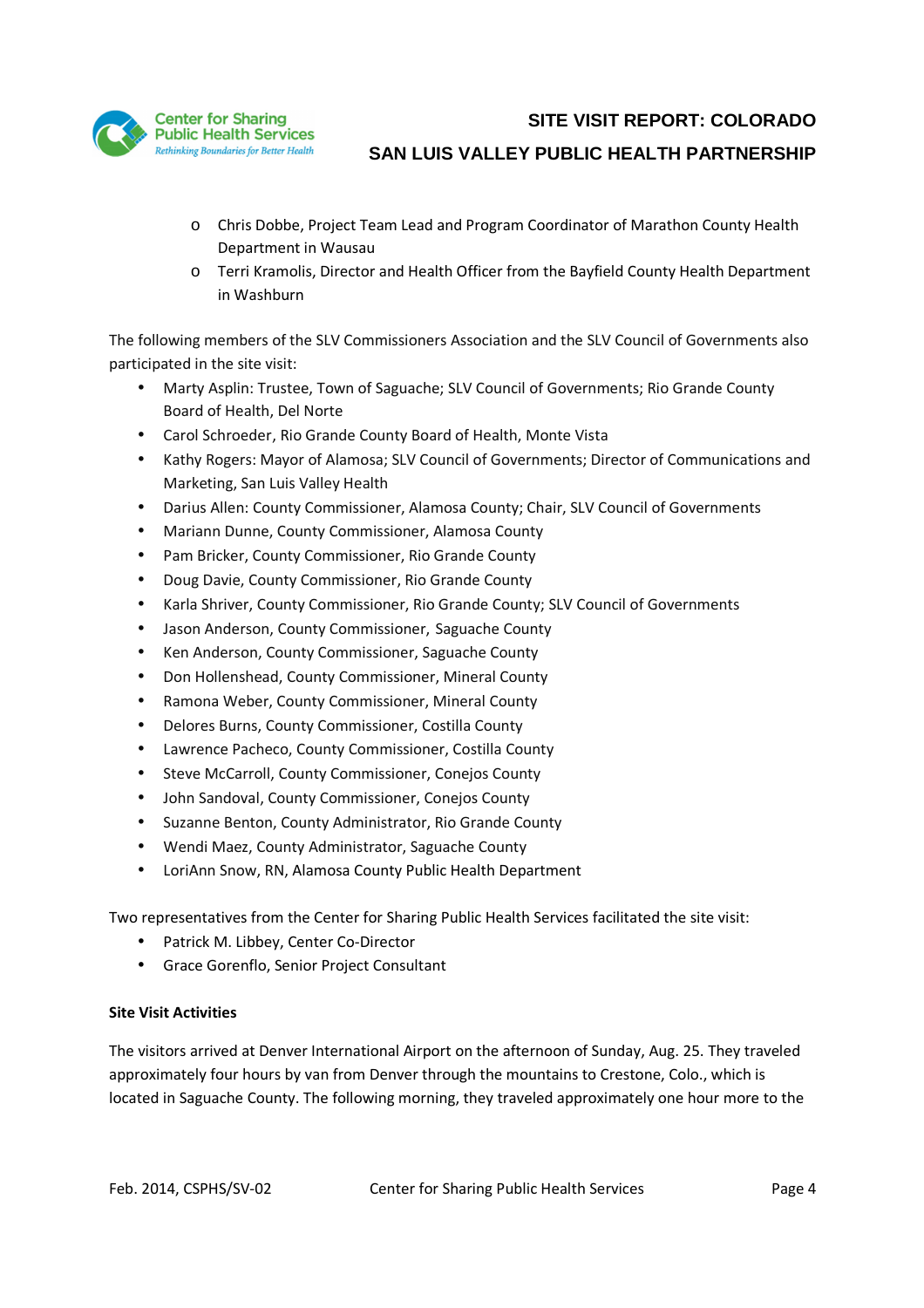- Chris Dobbe, Project Team Lead and Program Coordinator of Marathon County Health Department in Wausau
   - Terri Kramolis, Director and Health Officer from the Bayfield County Health Department in Washburn

The following members of the SLV Commissioners Association and the SLV Council of Governments also participated in the site visit:

- Marty Asplin: Trustee, Town of Saguache; SLV Council of Governments; Rio Grande County Board of Health, Del Norte
- Carol Schroeder, Rio Grande County Board of Health, Monte Vista
- Kathy Rogers: Mayor of Alamosa; SLV Council of Governments; Director of Communications and Marketing, San Luis Valley Health
- Darius Allen: County Commissioner, Alamosa County; Chair, SLV Council of Governments
- Mariann Dunne, County Commissioner, Alamosa County
- Pam Bricker, County Commissioner, Rio Grande County
- Doug Davie, County Commissioner, Rio Grande County
- Karla Shriver, County Commissioner, Rio Grande County; SLV Council of Governments
- Jason Anderson, County Commissioner, Saguache County
- Ken Anderson, County Commissioner, Saguache County
- Don Hollenshead, County Commissioner, Mineral County
- Ramona Weber, County Commissioner, Mineral County
- Delores Burns, County Commissioner, Costilla County
- Lawrence Pacheco, County Commissioner, Costilla County
- Steve McCarroll, County Commissioner, Conejos County
- John Sandoval, County Commissioner, Conejos County
- Suzanne Benton, County Administrator, Rio Grande County
- Wendi Maez, County Administrator, Saguache County
- LoriAnn Snow, RN, Alamosa County Public Health Department

Two representatives from the Center for Sharing Public Health Services facilitated the site visit:

- Patrick M. Libbey, Center Co-Director
- Grace Gorenflo, Senior Project Consultant

**Site Visit Activities**

The visitors arrived at Denver International Airport on the afternoon of Sunday, Aug. 25. They traveled approximately four hours by van from Denver through the mountains to Crestone, Colo., which is located in Saguache County. The following morning, they traveled approximately one hour more to the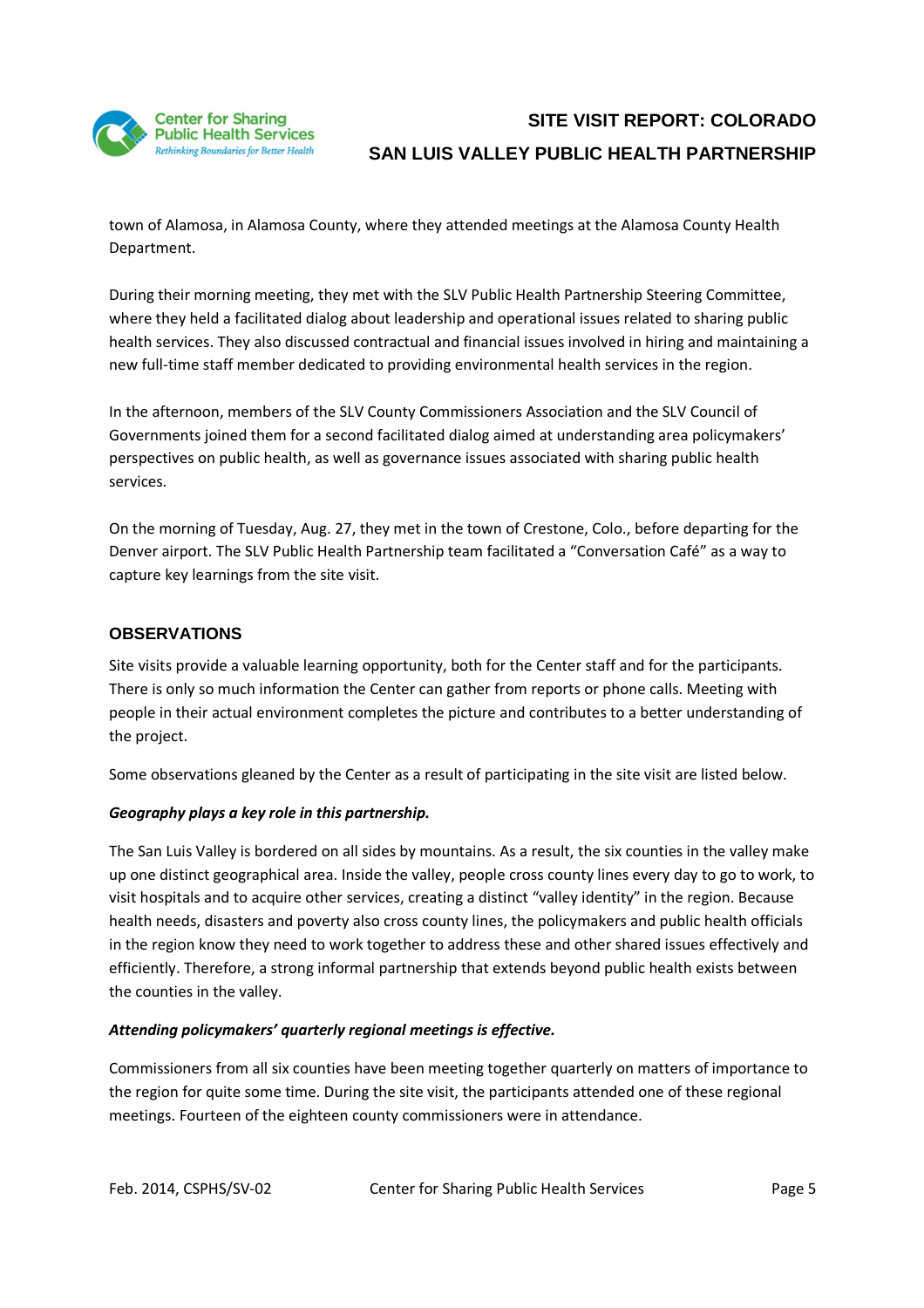town of Alamosa, in Alamosa County, where they attended meetings at the Alamosa County Health Department.

During their morning meeting, they met with the SLV Public Health Partnership Steering Committee, where they held a facilitated dialog about leadership and operational issues related to sharing public health services. They also discussed contractual and financial issues involved in hiring and maintaining a new full-time staff member dedicated to providing environmental health services in the region.

In the afternoon, members of the SLV County Commissioners Association and the SLV Council of Governments joined them for a second facilitated dialog aimed at understanding area policymakers' perspectives on public health, as well as governance issues associated with sharing public health services.

On the morning of Tuesday, Aug. 27, they met in the town of Crestone, Colo., before departing for the Denver airport. The SLV Public Health Partnership team facilitated a "Conversation Café" as a way to capture key learnings from the site visit.

## OBSERVATIONS

Site visits provide a valuable learning opportunity, both for the Center staff and for the participants. There is only so much information the Center can gather from reports or phone calls. Meeting with people in their actual environment completes the picture and contributes to a better understanding of the project.

Some observations gleaned by the Center as a result of participating in the site visit are listed below.

***Geography plays a key role in this partnership.***

The San Luis Valley is bordered on all sides by mountains. As a result, the six counties in the valley make up one distinct geographical area. Inside the valley, people cross county lines every day to go to work, to visit hospitals and to acquire other services, creating a distinct "valley identity" in the region. Because health needs, disasters and poverty also cross county lines, the policymakers and public health officials in the region know they need to work together to address these and other shared issues effectively and efficiently. Therefore, a strong informal partnership that extends beyond public health exists between the counties in the valley.

***Attending policymakers' quarterly regional meetings is effective.***

Commissioners from all six counties have been meeting together quarterly on matters of importance to the region for quite some time. During the site visit, the participants attended one of these regional meetings. Fourteen of the eighteen county commissioners were in attendance.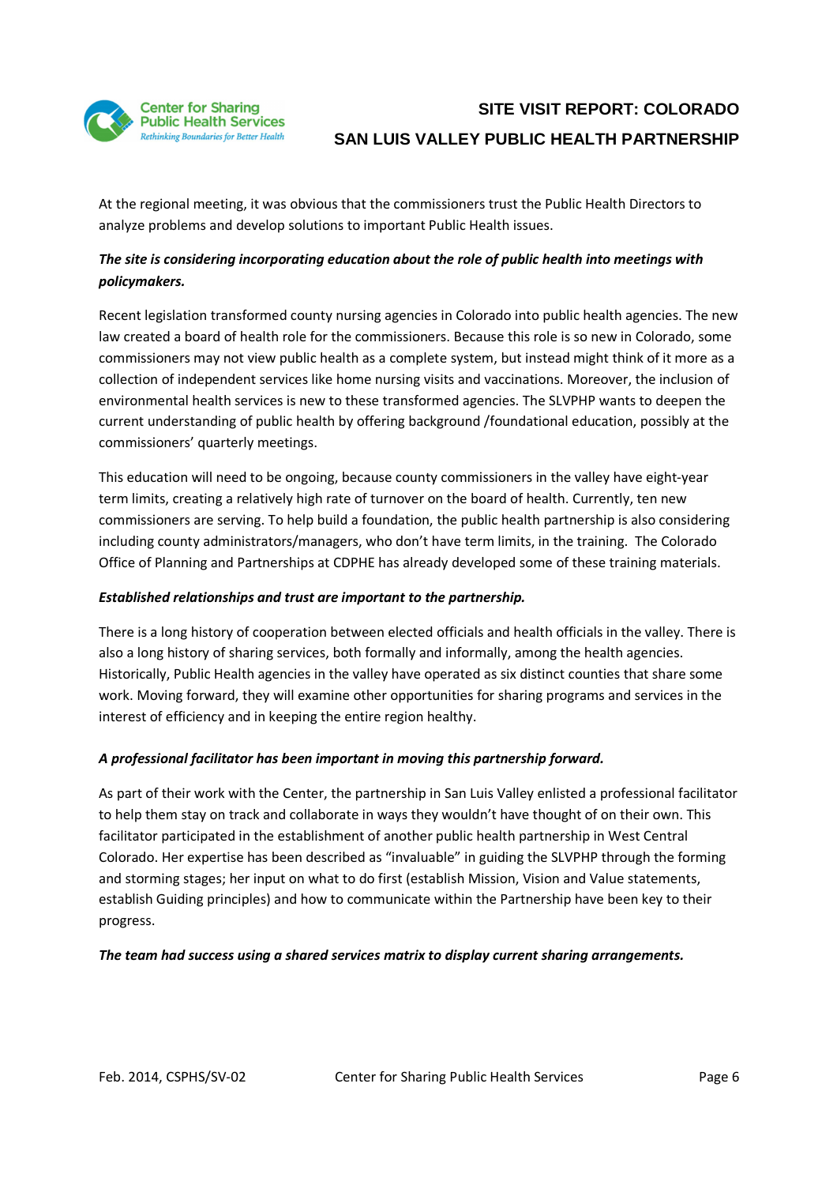At the regional meeting, it was obvious that the commissioners trust the Public Health Directors to analyze problems and develop solutions to important Public Health issues.

***The site is considering incorporating education about the role of public health into meetings with policymakers.***

Recent legislation transformed county nursing agencies in Colorado into public health agencies. The new law created a board of health role for the commissioners. Because this role is so new in Colorado, some commissioners may not view public health as a complete system, but instead might think of it more as a collection of independent services like home nursing visits and vaccinations. Moreover, the inclusion of environmental health services is new to these transformed agencies. The SLVPHP wants to deepen the current understanding of public health by offering background /foundational education, possibly at the commissioners' quarterly meetings.

This education will need to be ongoing, because county commissioners in the valley have eight-year term limits, creating a relatively high rate of turnover on the board of health. Currently, ten new commissioners are serving. To help build a foundation, the public health partnership is also considering including county administrators/managers, who don't have term limits, in the training. The Colorado Office of Planning and Partnerships at CDPHE has already developed some of these training materials.

***Established relationships and trust are important to the partnership.***

There is a long history of cooperation between elected officials and health officials in the valley. There is also a long history of sharing services, both formally and informally, among the health agencies. Historically, Public Health agencies in the valley have operated as six distinct counties that share some work. Moving forward, they will examine other opportunities for sharing programs and services in the interest of efficiency and in keeping the entire region healthy.

***A professional facilitator has been important in moving this partnership forward.***

As part of their work with the Center, the partnership in San Luis Valley enlisted a professional facilitator to help them stay on track and collaborate in ways they wouldn't have thought of on their own. This facilitator participated in the establishment of another public health partnership in West Central Colorado. Her expertise has been described as "invaluable" in guiding the SLVPHP through the forming and storming stages; her input on what to do first (establish Mission, Vision and Value statements, establish Guiding principles) and how to communicate within the Partnership have been key to their progress.

***The team had success using a shared services matrix to display current sharing arrangements.***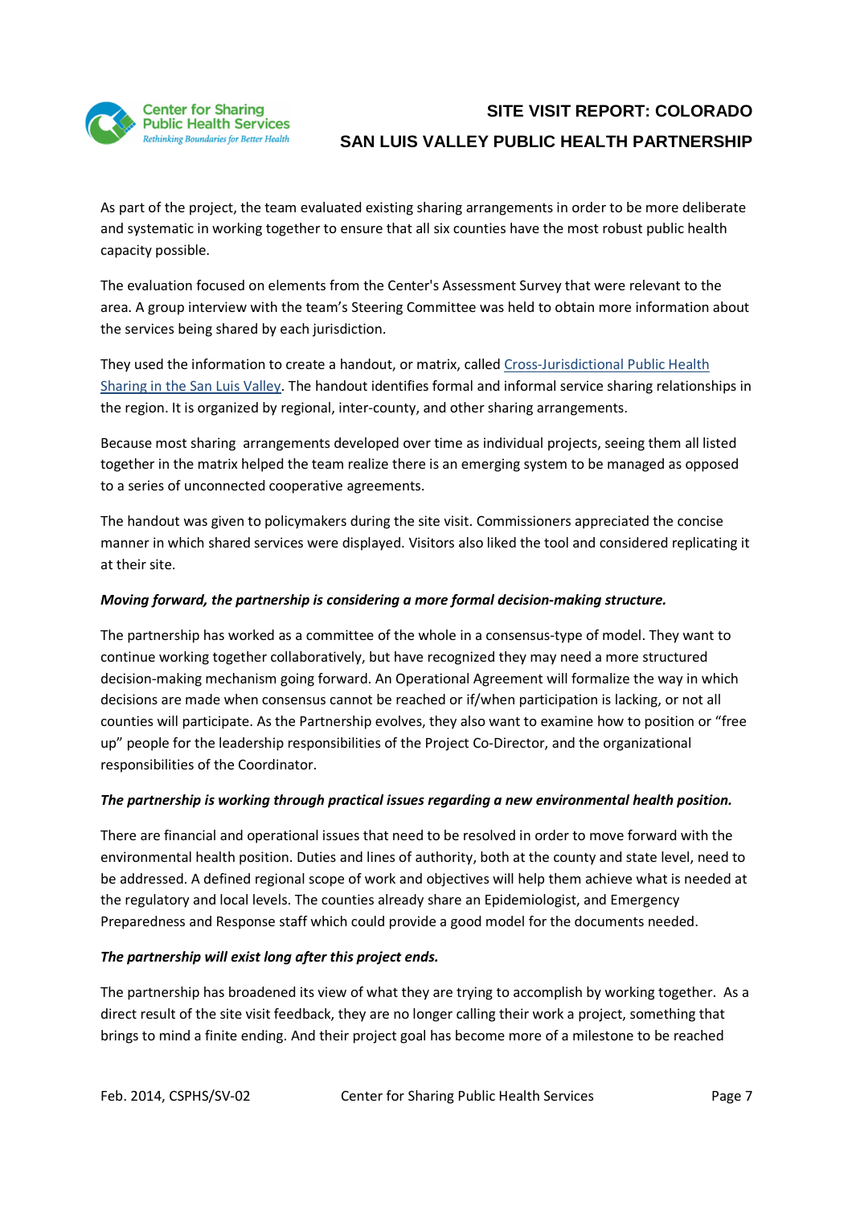As part of the project, the team evaluated existing sharing arrangements in order to be more deliberate and systematic in working together to ensure that all six counties have the most robust public health capacity possible.

The evaluation focused on elements from the Center's Assessment Survey that were relevant to the area. A group interview with the team's Steering Committee was held to obtain more information about the services being shared by each jurisdiction.

They used the information to create a handout, or matrix, called Cross-Jurisdictional Public Health Sharing in the San Luis Valley. The handout identifies formal and informal service sharing relationships in the region. It is organized by regional, inter-county, and other sharing arrangements.

Because most sharing arrangements developed over time as individual projects, seeing them all listed together in the matrix helped the team realize there is an emerging system to be managed as opposed to a series of unconnected cooperative agreements.

The handout was given to policymakers during the site visit. Commissioners appreciated the concise manner in which shared services were displayed. Visitors also liked the tool and considered replicating it at their site.

***Moving forward, the partnership is considering a more formal decision-making structure.***

The partnership has worked as a committee of the whole in a consensus-type of model. They want to continue working together collaboratively, but have recognized they may need a more structured decision-making mechanism going forward. An Operational Agreement will formalize the way in which decisions are made when consensus cannot be reached or if/when participation is lacking, or not all counties will participate. As the Partnership evolves, they also want to examine how to position or "free up" people for the leadership responsibilities of the Project Co-Director, and the organizational responsibilities of the Coordinator.

***The partnership is working through practical issues regarding a new environmental health position.***

There are financial and operational issues that need to be resolved in order to move forward with the environmental health position. Duties and lines of authority, both at the county and state level, need to be addressed. A defined regional scope of work and objectives will help them achieve what is needed at the regulatory and local levels. The counties already share an Epidemiologist, and Emergency Preparedness and Response staff which could provide a good model for the documents needed.

***The partnership will exist long after this project ends.***

The partnership has broadened its view of what they are trying to accomplish by working together. As a direct result of the site visit feedback, they are no longer calling their work a project, something that brings to mind a finite ending. And their project goal has become more of a milestone to be reached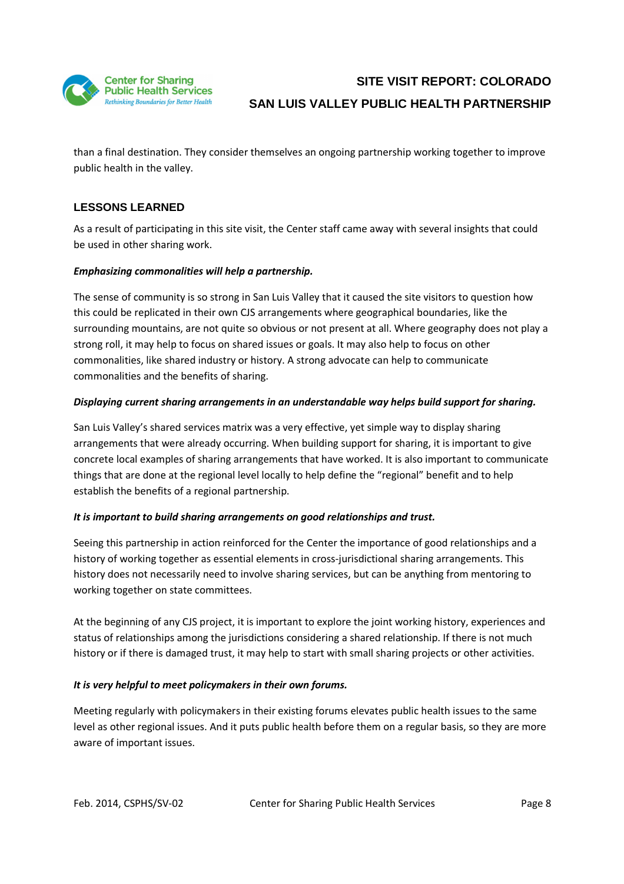than a final destination. They consider themselves an ongoing partnership working together to improve public health in the valley.

## LESSONS LEARNED

As a result of participating in this site visit, the Center staff came away with several insights that could be used in other sharing work.

***Emphasizing commonalities will help a partnership.***

The sense of community is so strong in San Luis Valley that it caused the site visitors to question how this could be replicated in their own CJS arrangements where geographical boundaries, like the surrounding mountains, are not quite so obvious or not present at all. Where geography does not play a strong roll, it may help to focus on shared issues or goals. It may also help to focus on other commonalities, like shared industry or history. A strong advocate can help to communicate commonalities and the benefits of sharing.

***Displaying current sharing arrangements in an understandable way helps build support for sharing.***

San Luis Valley's shared services matrix was a very effective, yet simple way to display sharing arrangements that were already occurring. When building support for sharing, it is important to give concrete local examples of sharing arrangements that have worked. It is also important to communicate things that are done at the regional level locally to help define the "regional" benefit and to help establish the benefits of a regional partnership.

***It is important to build sharing arrangements on good relationships and trust.***

Seeing this partnership in action reinforced for the Center the importance of good relationships and a history of working together as essential elements in cross-jurisdictional sharing arrangements. This history does not necessarily need to involve sharing services, but can be anything from mentoring to working together on state committees.

At the beginning of any CJS project, it is important to explore the joint working history, experiences and status of relationships among the jurisdictions considering a shared relationship. If there is not much history or if there is damaged trust, it may help to start with small sharing projects or other activities.

***It is very helpful to meet policymakers in their own forums.***

Meeting regularly with policymakers in their existing forums elevates public health issues to the same level as other regional issues. And it puts public health before them on a regular basis, so they are more aware of important issues.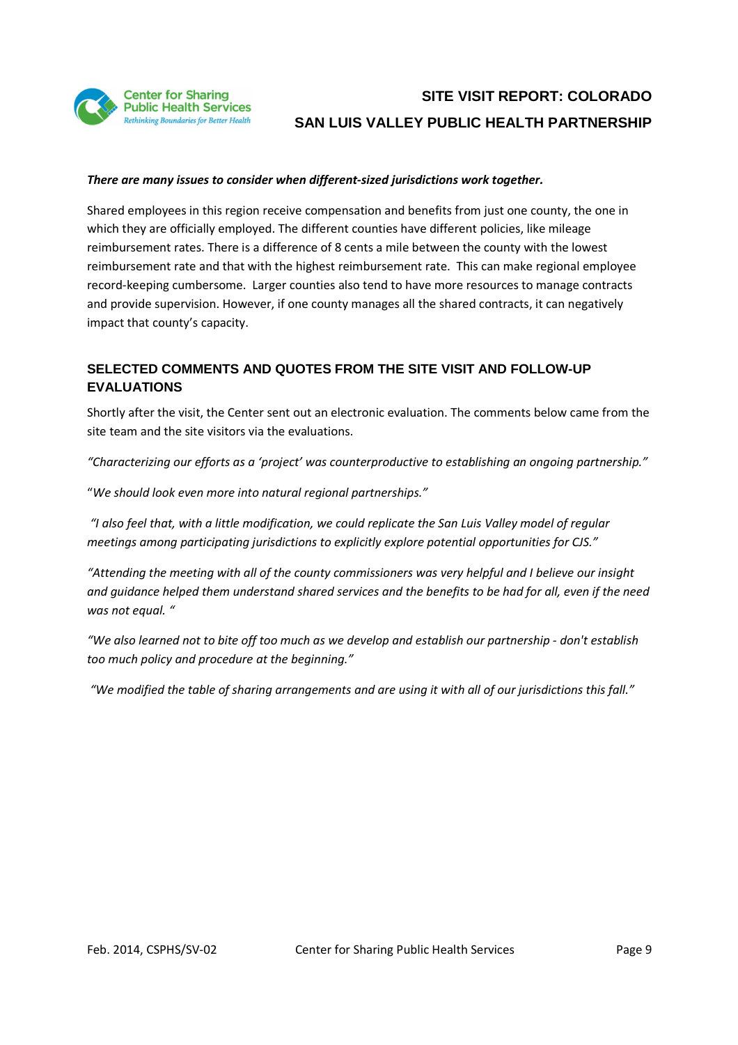***There are many issues to consider when different-sized jurisdictions work together.***

Shared employees in this region receive compensation and benefits from just one county, the one in which they are officially employed. The different counties have different policies, like mileage reimbursement rates. There is a difference of 8 cents a mile between the county with the lowest reimbursement rate and that with the highest reimbursement rate. This can make regional employee record-keeping cumbersome. Larger counties also tend to have more resources to manage contracts and provide supervision. However, if one county manages all the shared contracts, it can negatively impact that county's capacity.

## SELECTED COMMENTS AND QUOTES FROM THE SITE VISIT AND FOLLOW-UP EVALUATIONS

Shortly after the visit, the Center sent out an electronic evaluation. The comments below came from the site team and the site visitors via the evaluations.

*"Characterizing our efforts as a 'project' was counterproductive to establishing an ongoing partnership."*

"*We should look even more into natural regional partnerships."*

*"I also feel that, with a little modification, we could replicate the San Luis Valley model of regular meetings among participating jurisdictions to explicitly explore potential opportunities for CJS."*

*"Attending the meeting with all of the county commissioners was very helpful and I believe our insight and guidance helped them understand shared services and the benefits to be had for all, even if the need was not equal. "*

*"We also learned not to bite off too much as we develop and establish our partnership - don't establish too much policy and procedure at the beginning."*

*"We modified the table of sharing arrangements and are using it with all of our jurisdictions this fall."*